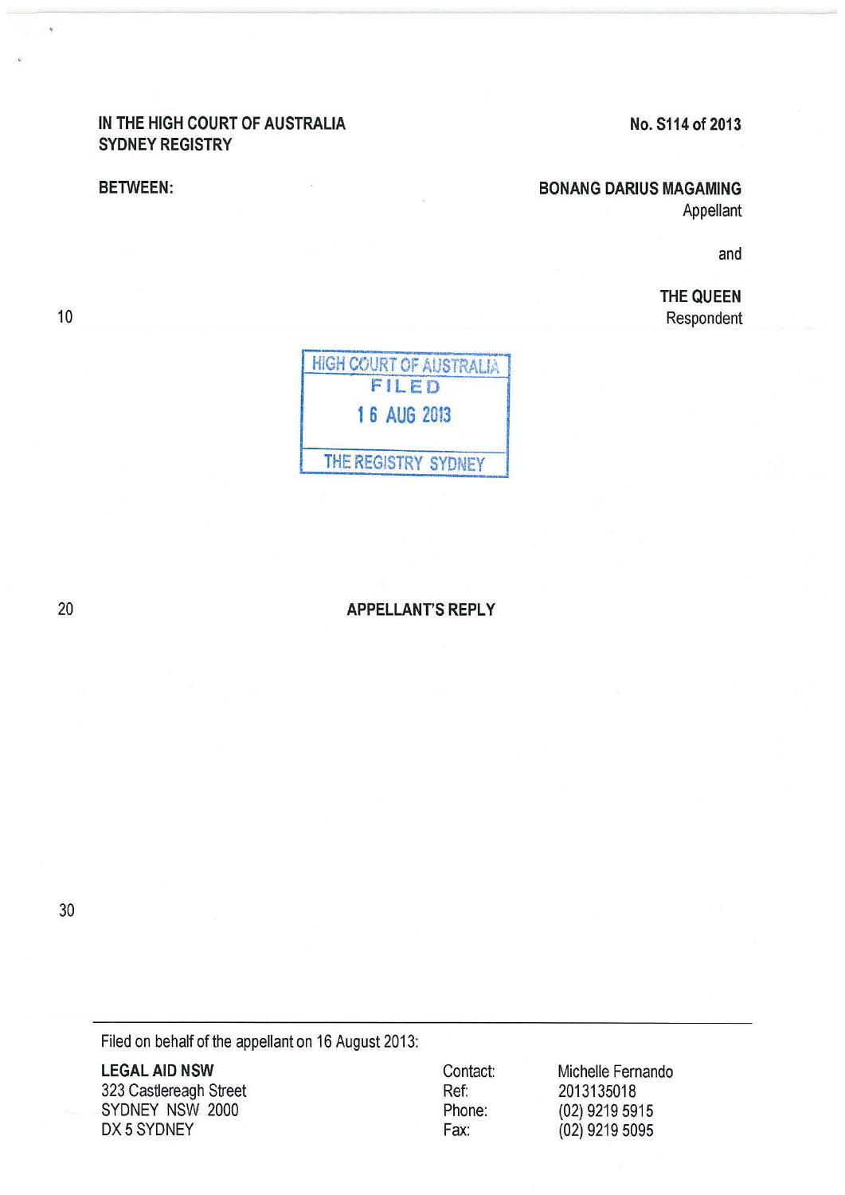**IN THE HIGH COURT OF AUSTRALIA**
**SYDNEY REGISTRY**

**No. S114 of 2013**

**BETWEEN:**

**BONANG DARIUS MAGAMING**
Appellant

and

**THE QUEEN**
Respondent

HIGH COURT OF AUSTRALIA
FILED
16 AUG 2013
THE REGISTRY SYDNEY

## APPELLANT'S REPLY

Filed on behalf of the appellant on 16 August 2013:

**LEGAL AID NSW**
323 Castlereagh Street
SYDNEY NSW 2000
DX 5 SYDNEY

| | |
|---|---|
| Contact: | Michelle Fernando |
| Ref: | 2013135018 |
| Phone: | (02) 9219 5915 |
| Fax: | (02) 9219 5095 |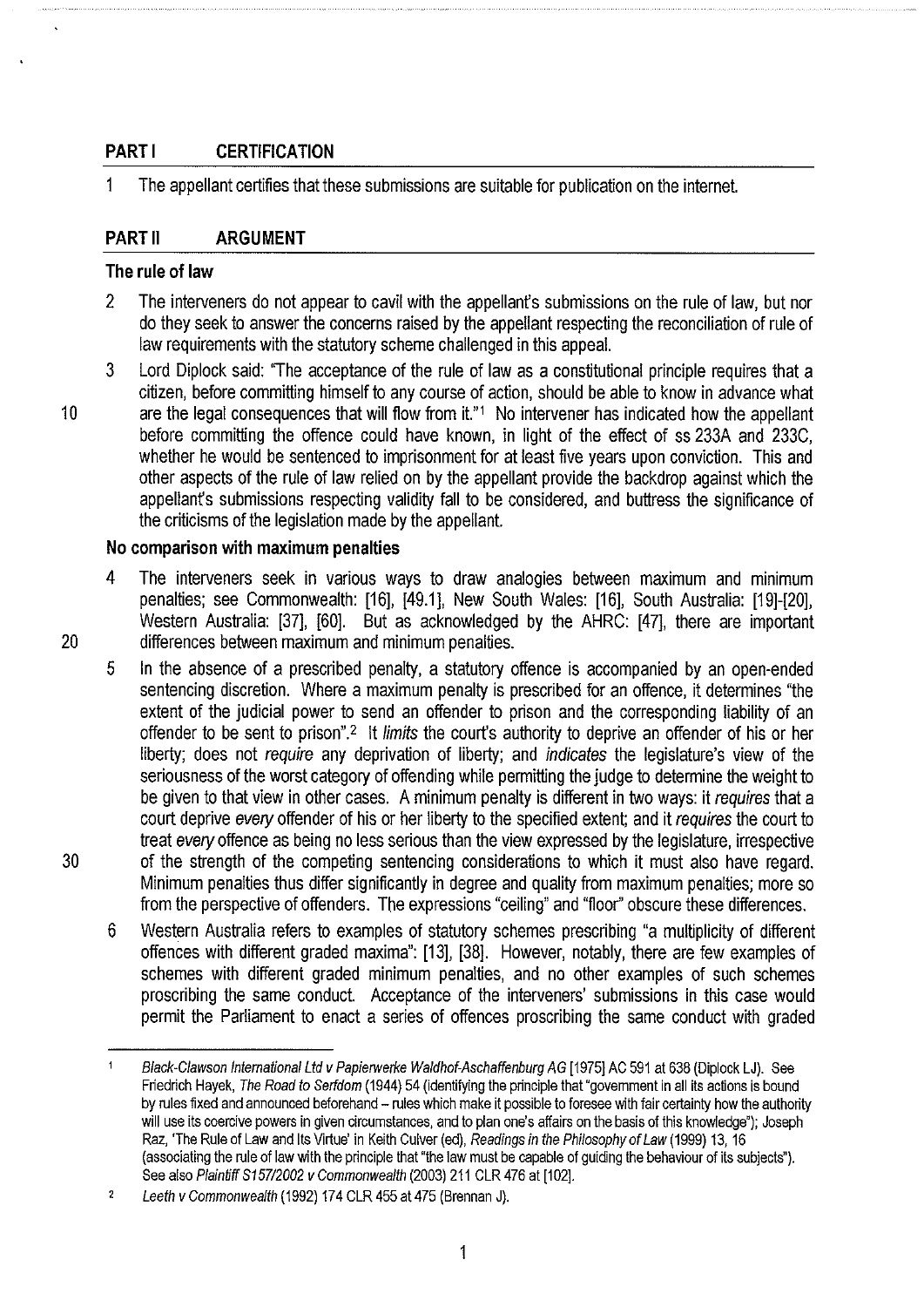## PART I CERTIFICATION

1 The appellant certifies that these submissions are suitable for publication on the internet.

## PART II ARGUMENT

### The rule of law

2 The interveners do not appear to cavil with the appellant's submissions on the rule of law, but nor do they seek to answer the concerns raised by the appellant respecting the reconciliation of rule of law requirements with the statutory scheme challenged in this appeal.

3 Lord Diplock said: "The acceptance of the rule of law as a constitutional principle requires that a citizen, before committing himself to any course of action, should be able to know in advance what are the legal consequences that will flow from it."[1] No intervener has indicated how the appellant before committing the offence could have known, in light of the effect of ss 233A and 233C, whether he would be sentenced to imprisonment for at least five years upon conviction. This and other aspects of the rule of law relied on by the appellant provide the backdrop against which the appellant's submissions respecting validity fall to be considered, and buttress the significance of the criticisms of the legislation made by the appellant.

### No comparison with maximum penalties

4 The interveners seek in various ways to draw analogies between maximum and minimum penalties; see Commonwealth: [16], [49.1], New South Wales: [16], South Australia: [19]-[20], Western Australia: [37], [60]. But as acknowledged by the AHRC: [47], there are important differences between maximum and minimum penalties.

5 In the absence of a prescribed penalty, a statutory offence is accompanied by an open-ended sentencing discretion. Where a maximum penalty is prescribed for an offence, it determines "the extent of the judicial power to send an offender to prison and the corresponding liability of an offender to be sent to prison".[2] It *limits* the court's authority to deprive an offender of his or her liberty; does not *require* any deprivation of liberty; and *indicates* the legislature's view of the seriousness of the worst category of offending while permitting the judge to determine the weight to be given to that view in other cases. A minimum penalty is different in two ways: it *requires* that a court deprive *every* offender of his or her liberty to the specified extent; and it *requires* the court to treat *every* offence as being no less serious than the view expressed by the legislature, irrespective of the strength of the competing sentencing considerations to which it must also have regard. Minimum penalties thus differ significantly in degree and quality from maximum penalties; more so from the perspective of offenders. The expressions "ceiling" and "floor" obscure these differences.

6 Western Australia refers to examples of statutory schemes prescribing "a multiplicity of different offences with different graded maxima": [13], [38]. However, notably, there are few examples of schemes with different graded minimum penalties, and no other examples of such schemes proscribing the same conduct. Acceptance of the interveners' submissions in this case would permit the Parliament to enact a series of offences proscribing the same conduct with graded

---

1 *Black-Clawson International Ltd v Papierwerke Waldhof-Aschaffenburg AG* [1975] AC 591 at 638 (Diplock LJ). See Friedrich Hayek, *The Road to Serfdom* (1944) 54 (identifying the principle that "government in all its actions is bound by rules fixed and announced beforehand – rules which make it possible to foresee with fair certainty how the authority will use its coercive powers in given circumstances, and to plan one's affairs on the basis of this knowledge"); Joseph Raz, 'The Rule of Law and Its Virtue' in Keith Culver (ed), *Readings in the Philosophy of Law* (1999) 13, 16 (associating the rule of law with the principle that "the law must be capable of guiding the behaviour of its subjects"). See also *Plaintiff S157/2002 v Commonwealth* (2003) 211 CLR 476 at [102].

2 *Leeth v Commonwealth* (1992) 174 CLR 455 at 475 (Brennan J).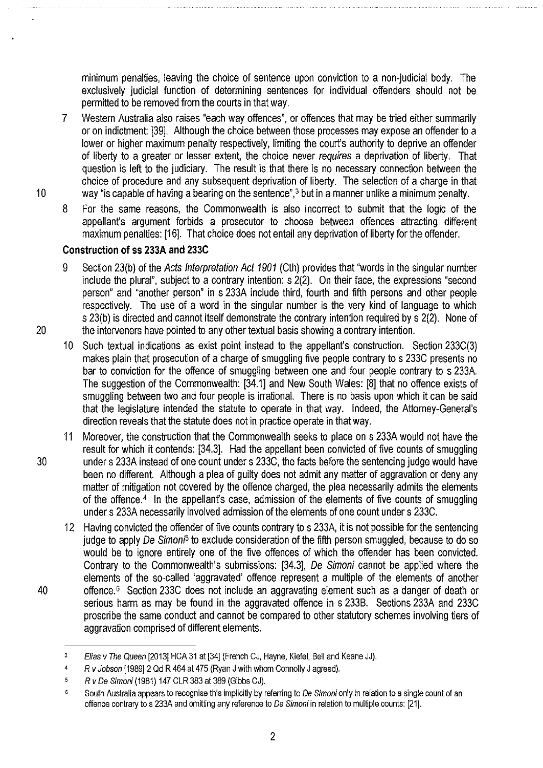minimum penalties, leaving the choice of sentence upon conviction to a non-judicial body. The exclusively judicial function of determining sentences for individual offenders should not be permitted to be removed from the courts in that way.

7 Western Australia also raises "each way offences", or offences that may be tried either summarily or on indictment: [39]. Although the choice between those processes may expose an offender to a lower or higher maximum penalty respectively, limiting the court's authority to deprive an offender of liberty to a greater or lesser extent, the choice never *requires* a deprivation of liberty. That question is left to the judiciary. The result is that there is no necessary connection between the choice of procedure and any subsequent deprivation of liberty. The selection of a charge in that way "is capable of having a bearing on the sentence",[3] but in a manner unlike a minimum penalty.

8 For the same reasons, the Commonwealth is also incorrect to submit that the logic of the appellant's argument forbids a prosecutor to choose between offences attracting different maximum penalties: [16]. That choice does not entail any deprivation of liberty for the offender.

### Construction of ss 233A and 233C

9 Section 23(b) of the *Acts Interpretation Act 1901* (Cth) provides that "words in the singular number include the plural", subject to a contrary intention: s 2(2). On their face, the expressions "second person" and "another person" in s 233A include third, fourth and fifth persons and other people respectively. The use of a word in the singular number is the very kind of language to which s 23(b) is directed and cannot itself demonstrate the contrary intention required by s 2(2). None of the interveners have pointed to any other textual basis showing a contrary intention.

10 Such textual indications as exist point instead to the appellant's construction. Section 233C(3) makes plain that prosecution of a charge of smuggling five people contrary to s 233C presents no bar to conviction for the offence of smuggling between one and four people contrary to s 233A. The suggestion of the Commonwealth: [34.1] and New South Wales: [8] that no offence exists of smuggling between two and four people is irrational. There is no basis upon which it can be said that the legislature intended the statute to operate in that way. Indeed, the Attorney-General's direction reveals that the statute does not in practice operate in that way.

11 Moreover, the construction that the Commonwealth seeks to place on s 233A would not have the result for which it contends: [34.3]. Had the appellant been convicted of five counts of smuggling under s 233A instead of one count under s 233C, the facts before the sentencing judge would have been no different. Although a plea of guilty does not admit any matter of aggravation or deny any matter of mitigation not covered by the offence charged, the plea necessarily admits the elements of the offence.[4] In the appellant's case, admission of the elements of five counts of smuggling under s 233A necessarily involved admission of the elements of one count under s 233C.

12 Having convicted the offender of five counts contrary to s 233A, it is not possible for the sentencing judge to apply *De Simoni*[5] to exclude consideration of the fifth person smuggled, because to do so would be to ignore entirely one of the five offences of which the offender has been convicted. Contrary to the Commonwealth's submissions: [34.3], *De Simoni* cannot be applied where the elements of the so-called 'aggravated' offence represent a multiple of the elements of another offence.[6] Section 233C does not include an aggravating element such as a danger of death or serious harm as may be found in the aggravated offence in s 233B. Sections 233A and 233C proscribe the same conduct and cannot be compared to other statutory schemes involving tiers of aggravation comprised of different elements.

---

[3] *Elias v The Queen* [2013] HCA 31 at [34] (French CJ, Hayne, Kiefel, Bell and Keane JJ).

[4] *R v Jobson* [1989] 2 Qd R 464 at 475 (Ryan J with whom Connolly J agreed).

[5] *R v De Simoni* (1981) 147 CLR 383 at 389 (Gibbs CJ).

[6] South Australia appears to recognise this implicitly by referring to *De Simoni* only in relation to a single count of an offence contrary to s 233A and omitting any reference to *De Simoni* in relation to multiple counts: [21].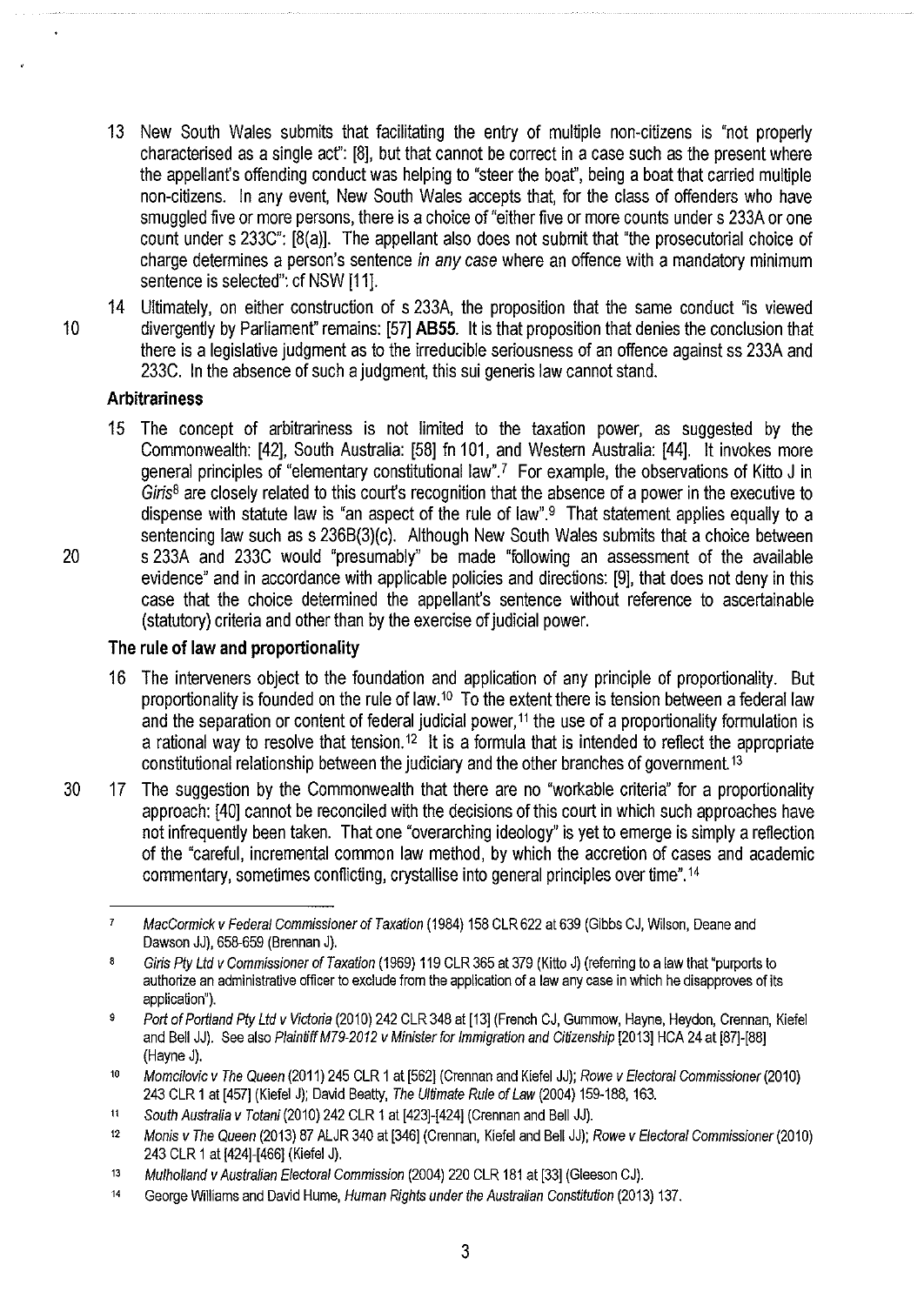13 New South Wales submits that facilitating the entry of multiple non-citizens is "not properly characterised as a single act": [8], but that cannot be correct in a case such as the present where the appellant's offending conduct was helping to "steer the boat", being a boat that carried multiple non-citizens. In any event, New South Wales accepts that, for the class of offenders who have smuggled five or more persons, there is a choice of "either five or more counts under s 233A or one count under s 233C": [8(a)]. The appellant also does not submit that "the prosecutorial choice of charge determines a person's sentence *in any case* where an offence with a mandatory minimum sentence is selected": cf NSW [11].

14 Ultimately, on either construction of s 233A, the proposition that the same conduct "is viewed divergently by Parliament" remains: [57] **AB55**. It is that proposition that denies the conclusion that there is a legislative judgment as to the irreducible seriousness of an offence against ss 233A and 233C. In the absence of such a judgment, this sui generis law cannot stand.

### Arbitrariness

15 The concept of arbitrariness is not limited to the taxation power, as suggested by the Commonwealth: [42], South Australia: [58] fn 101, and Western Australia: [44]. It invokes more general principles of "elementary constitutional law".[7] For example, the observations of Kitto J in *Giris*[8] are closely related to this court's recognition that the absence of a power in the executive to dispense with statute law is "an aspect of the rule of law".[9] That statement applies equally to a sentencing law such as s 236B(3)(c). Although New South Wales submits that a choice between s 233A and 233C would "presumably" be made "following an assessment of the available evidence" and in accordance with applicable policies and directions: [9], that does not deny in this case that the choice determined the appellant's sentence without reference to ascertainable (statutory) criteria and other than by the exercise of judicial power.

### The rule of law and proportionality

16 The interveners object to the foundation and application of any principle of proportionality. But proportionality is founded on the rule of law.[10] To the extent there is tension between a federal law and the separation or content of federal judicial power,[11] the use of a proportionality formulation is a rational way to resolve that tension.[12] It is a formula that is intended to reflect the appropriate constitutional relationship between the judiciary and the other branches of government.[13]

17 The suggestion by the Commonwealth that there are no "workable criteria" for a proportionality approach: [40] cannot be reconciled with the decisions of this court in which such approaches have not infrequently been taken. That one "overarching ideology" is yet to emerge is simply a reflection of the "careful, incremental common law method, by which the accretion of cases and academic commentary, sometimes conflicting, crystallise into general principles over time".[14]

---

[7] *MacCormick v Federal Commissioner of Taxation* (1984) 158 CLR 622 at 639 (Gibbs CJ, Wilson, Deane and Dawson JJ), 658-659 (Brennan J).

[8] *Giris Pty Ltd v Commissioner of Taxation* (1969) 119 CLR 365 at 379 (Kitto J) (referring to a law that "purports to authorize an administrative officer to exclude from the application of a law any case in which he disapproves of its application").

[9] *Port of Portland Pty Ltd v Victoria* (2010) 242 CLR 348 at [13] (French CJ, Gummow, Hayne, Heydon, Crennan, Kiefel and Bell JJ). See also *Plaintiff M79-2012 v Minister for Immigration and Citizenship* [2013] HCA 24 at [87]-[88] (Hayne J).

[10] *Momcilovic v The Queen* (2011) 245 CLR 1 at [562] (Crennan and Kiefel JJ); *Rowe v Electoral Commissioner* (2010) 243 CLR 1 at [457] (Kiefel J); David Beatty, *The Ultimate Rule of Law* (2004) 159-188, 163.

[11] *South Australia v Totani* (2010) 242 CLR 1 at [423]-[424] (Crennan and Bell JJ).

[12] *Monis v The Queen* (2013) 87 ALJR 340 at [346] (Crennan, Kiefel and Bell JJ); *Rowe v Electoral Commissioner* (2010) 243 CLR 1 at [424]-[466] (Kiefel J).

[13] *Mulholland v Australian Electoral Commission* (2004) 220 CLR 181 at [33] (Gleeson CJ).

[14] George Williams and David Hume, *Human Rights under the Australian Constitution* (2013) 137.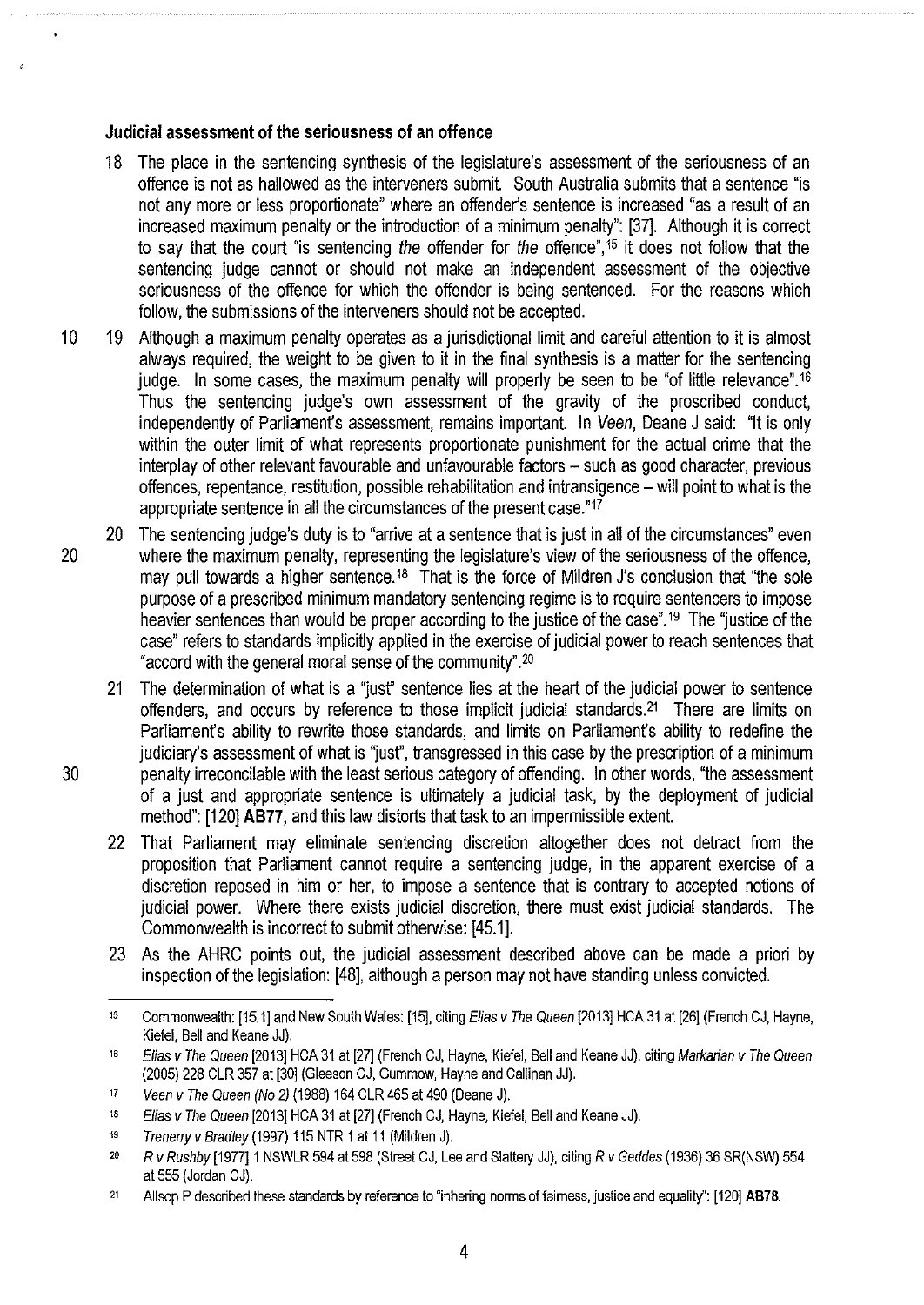### Judicial assessment of the seriousness of an offence

18 The place in the sentencing synthesis of the legislature's assessment of the seriousness of an offence is not as hallowed as the interveners submit. South Australia submits that a sentence "is not any more or less proportionate" where an offender's sentence is increased "as a result of an increased maximum penalty or the introduction of a minimum penalty": [37]. Although it is correct to say that the court "is sentencing *the* offender for *the* offence",[15] it does not follow that the sentencing judge cannot or should not make an independent assessment of the objective seriousness of the offence for which the offender is being sentenced. For the reasons which follow, the submissions of the interveners should not be accepted.

19 Although a maximum penalty operates as a jurisdictional limit and careful attention to it is almost always required, the weight to be given to it in the final synthesis is a matter for the sentencing judge. In some cases, the maximum penalty will properly be seen to be "of little relevance".[16] Thus the sentencing judge's own assessment of the gravity of the proscribed conduct, independently of Parliament's assessment, remains important. In *Veen*, Deane J said: "It is only within the outer limit of what represents proportionate punishment for the actual crime that the interplay of other relevant favourable and unfavourable factors – such as good character, previous offences, repentance, restitution, possible rehabilitation and intransigence – will point to what is the appropriate sentence in all the circumstances of the present case."[17]

20 The sentencing judge's duty is to "arrive at a sentence that is just in all of the circumstances" even where the maximum penalty, representing the legislature's view of the seriousness of the offence, may pull towards a higher sentence.[18] That is the force of Mildren J's conclusion that "the sole purpose of a prescribed minimum mandatory sentencing regime is to require sentencers to impose heavier sentences than would be proper according to the justice of the case".[19] The "justice of the case" refers to standards implicitly applied in the exercise of judicial power to reach sentences that "accord with the general moral sense of the community".[20]

21 The determination of what is a "just" sentence lies at the heart of the judicial power to sentence offenders, and occurs by reference to those implicit judicial standards.[21] There are limits on Parliament's ability to rewrite those standards, and limits on Parliament's ability to redefine the judiciary's assessment of what is "just", transgressed in this case by the prescription of a minimum penalty irreconcilable with the least serious category of offending. In other words, "the assessment of a just and appropriate sentence is ultimately a judicial task, by the deployment of judicial method": [120] **AB77**, and this law distorts that task to an impermissible extent.

22 That Parliament may eliminate sentencing discretion altogether does not detract from the proposition that Parliament cannot require a sentencing judge, in the apparent exercise of a discretion reposed in him or her, to impose a sentence that is contrary to accepted notions of judicial power. Where there exists judicial discretion, there must exist judicial standards. The Commonwealth is incorrect to submit otherwise: [45.1].

23 As the AHRC points out, the judicial assessment described above can be made a priori by inspection of the legislation: [48], although a person may not have standing unless convicted.

---

[15] Commonwealth: [15.1] and New South Wales: [15], citing *Elias v The Queen* [2013] HCA 31 at [26] (French CJ, Hayne, Kiefel, Bell and Keane JJ).

[16] *Elias v The Queen* [2013] HCA 31 at [27] (French CJ, Hayne, Kiefel, Bell and Keane JJ), citing *Markarian v The Queen* (2005) 228 CLR 357 at [30] (Gleeson CJ, Gummow, Hayne and Callinan JJ).

[17] *Veen v The Queen (No 2)* (1988) 164 CLR 465 at 490 (Deane J).

[18] *Elias v The Queen* [2013] HCA 31 at [27] (French CJ, Hayne, Kiefel, Bell and Keane JJ).

[19] *Trenerry v Bradley* (1997) 115 NTR 1 at 11 (Mildren J).

[20] *R v Rushby* [1977] 1 NSWLR 594 at 598 (Street CJ, Lee and Slattery JJ), citing *R v Geddes* (1936) 36 SR(NSW) 554 at 555 (Jordan CJ).

[21] Allsop P described these standards by reference to "inhering norms of fairness, justice and equality": [120] **AB78**.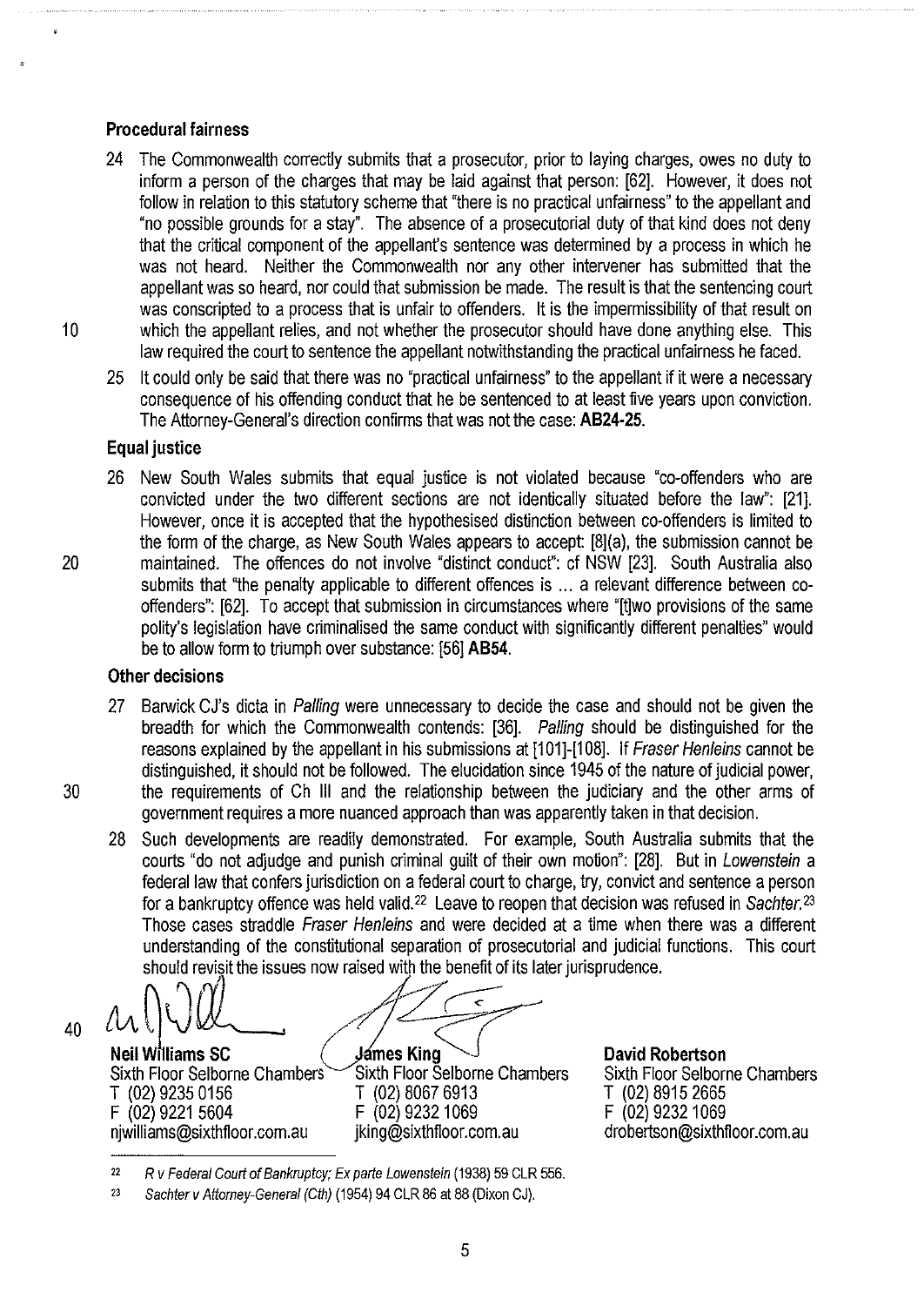### Procedural fairness

24 The Commonwealth correctly submits that a prosecutor, prior to laying charges, owes no duty to inform a person of the charges that may be laid against that person: [62]. However, it does not follow in relation to this statutory scheme that "there is no practical unfairness" to the appellant and "no possible grounds for a stay". The absence of a prosecutorial duty of that kind does not deny that the critical component of the appellant's sentence was determined by a process in which he was not heard. Neither the Commonwealth nor any other intervener has submitted that the appellant was so heard, nor could that submission be made. The result is that the sentencing court was conscripted to a process that is unfair to offenders. It is the impermissibility of that result on which the appellant relies, and not whether the prosecutor should have done anything else. This law required the court to sentence the appellant notwithstanding the practical unfairness he faced.

25 It could only be said that there was no "practical unfairness" to the appellant if it were a necessary consequence of his offending conduct that he be sentenced to at least five years upon conviction. The Attorney-General's direction confirms that was not the case: **AB24-25**.

### Equal justice

26 New South Wales submits that equal justice is not violated because "co-offenders who are convicted under the two different sections are not identically situated before the law": [21]. However, once it is accepted that the hypothesised distinction between co-offenders is limited to the form of the charge, as New South Wales appears to accept: [8](a), the submission cannot be maintained. The offences do not involve "distinct conduct": cf NSW [23]. South Australia also submits that "the penalty applicable to different offences is ... a relevant difference between co-offenders": [62]. To accept that submission in circumstances where "[t]wo provisions of the same polity's legislation have criminalised the same conduct with significantly different penalties" would be to allow form to triumph over substance: [56] **AB54**.

### Other decisions

27 Barwick CJ's dicta in *Palling* were unnecessary to decide the case and should not be given the breadth for which the Commonwealth contends: [36]. *Palling* should be distinguished for the reasons explained by the appellant in his submissions at [101]-[108]. If *Fraser Henleins* cannot be distinguished, it should not be followed. The elucidation since 1945 of the nature of judicial power, the requirements of Ch III and the relationship between the judiciary and the other arms of government requires a more nuanced approach than was apparently taken in that decision.

28 Such developments are readily demonstrated. For example, South Australia submits that the courts "do not adjudge and punish criminal guilt of their own motion": [28]. But in *Lowenstein* a federal law that confers jurisdiction on a federal court to charge, try, convict and sentence a person for a bankruptcy offence was held valid.[22] Leave to reopen that decision was refused in *Sachter*.[23] Those cases straddle *Fraser Henleins* and were decided at a time when there was a different understanding of the constitutional separation of prosecutorial and judicial functions. This court should revisit the issues now raised with the benefit of its later jurisprudence.

**Neil Williams SC**
Sixth Floor Selborne Chambers
T (02) 9235 0156
F (02) 9221 5604
njwilliams@sixthfloor.com.au

**James King**
Sixth Floor Selborne Chambers
T (02) 8067 6913
F (02) 9232 1069
jking@sixthfloor.com.au

**David Robertson**
Sixth Floor Selborne Chambers
T (02) 8915 2665
F (02) 9232 1069
drobertson@sixthfloor.com.au

---

[22] *R v Federal Court of Bankruptcy; Ex parte Lowenstein* (1938) 59 CLR 556.

[23] *Sachter v Attorney-General (Cth)* (1954) 94 CLR 86 at 88 (Dixon CJ).